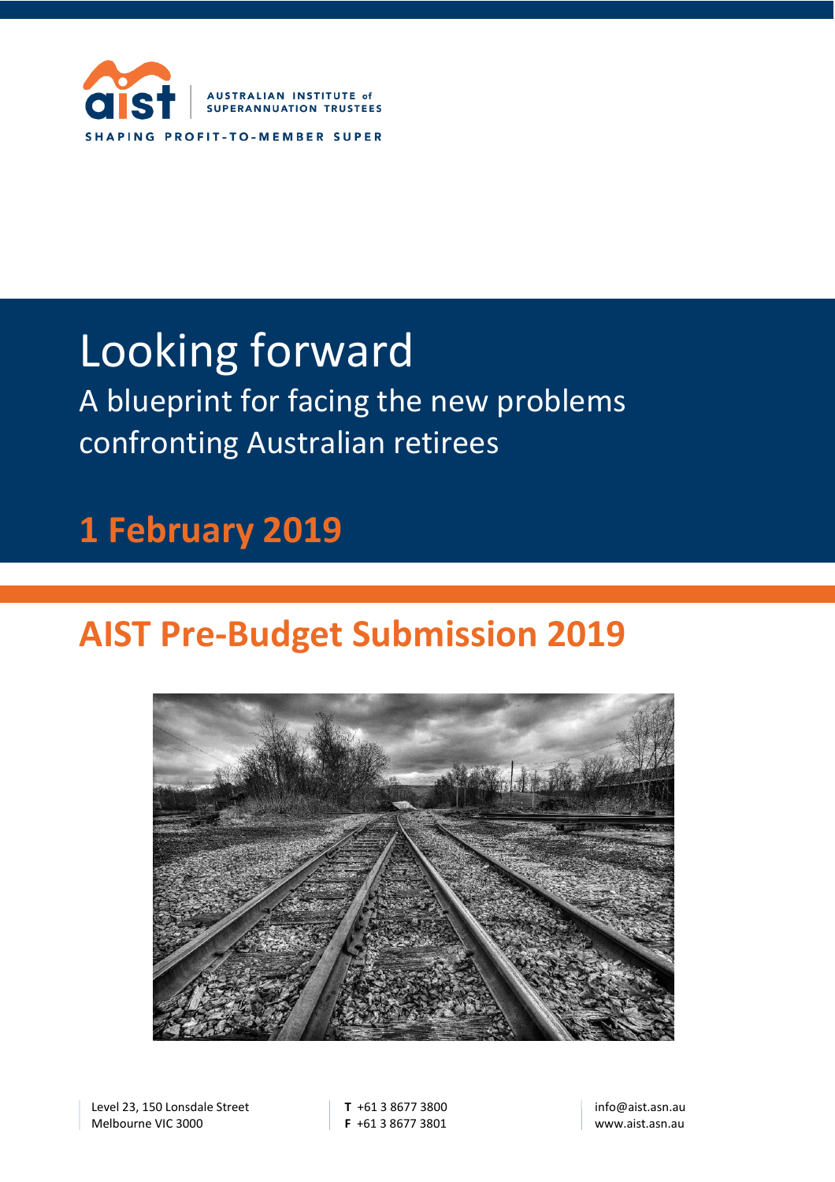AUSTRALIAN INSTITUTE of SUPERANNUATION TRUSTEES

SHAPING PROFIT-TO-MEMBER SUPER

# Looking forward

## A blueprint for facing the new problems confronting Australian retirees

**1 February 2019**

# AIST Pre-Budget Submission 2019

Level 23, 150 Lonsdale Street
Melbourne VIC 3000

**T** +61 3 8677 3800
**F** +61 3 8677 3801

info@aist.asn.au
www.aist.asn.au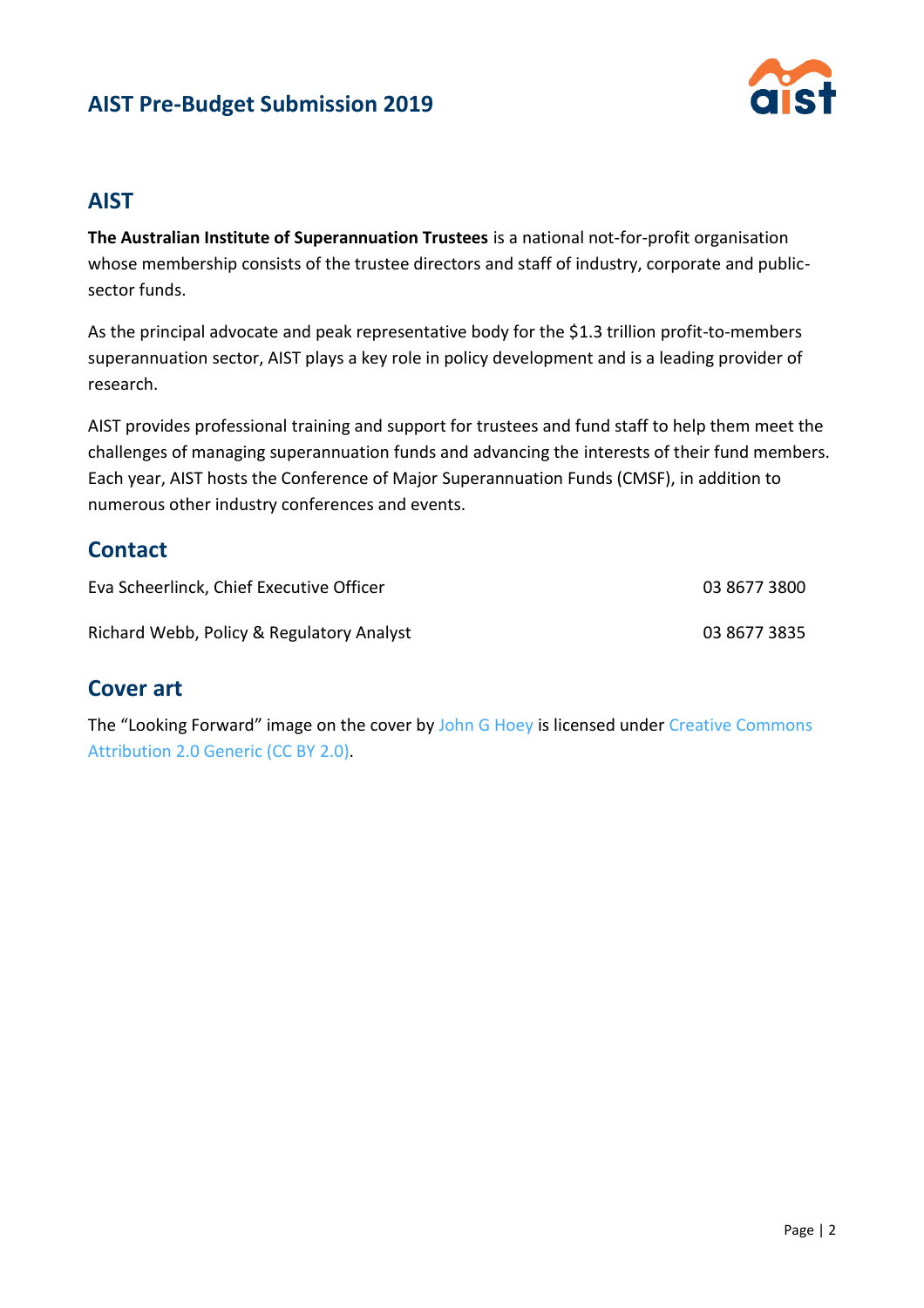## AIST

**The Australian Institute of Superannuation Trustees** is a national not-for-profit organisation whose membership consists of the trustee directors and staff of industry, corporate and public-sector funds.

As the principal advocate and peak representative body for the $1.3 trillion profit-to-members superannuation sector, AIST plays a key role in policy development and is a leading provider of research.

AIST provides professional training and support for trustees and fund staff to help them meet the challenges of managing superannuation funds and advancing the interests of their fund members. Each year, AIST hosts the Conference of Major Superannuation Funds (CMSF), in addition to numerous other industry conferences and events.

## Contact

| | |
|---|---|
| Eva Scheerlinck, Chief Executive Officer | 03 8677 3800 |
| Richard Webb, Policy & Regulatory Analyst | 03 8677 3835 |

## Cover art

The "Looking Forward" image on the cover by John G Hoey is licensed under Creative Commons Attribution 2.0 Generic (CC BY 2.0).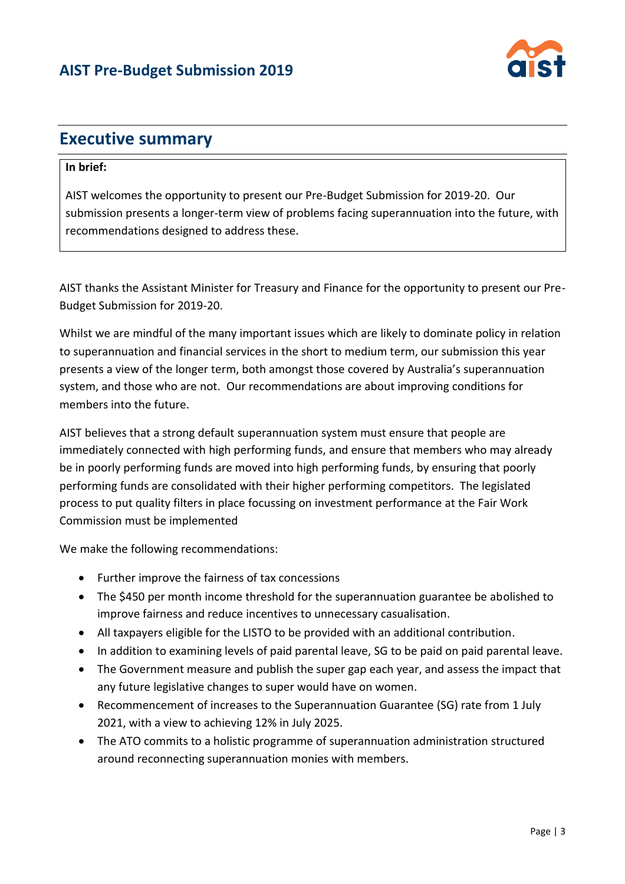## Executive summary

**In brief:**

AIST welcomes the opportunity to present our Pre-Budget Submission for 2019-20. Our submission presents a longer-term view of problems facing superannuation into the future, with recommendations designed to address these.

AIST thanks the Assistant Minister for Treasury and Finance for the opportunity to present our Pre-Budget Submission for 2019-20.

Whilst we are mindful of the many important issues which are likely to dominate policy in relation to superannuation and financial services in the short to medium term, our submission this year presents a view of the longer term, both amongst those covered by Australia's superannuation system, and those who are not. Our recommendations are about improving conditions for members into the future.

AIST believes that a strong default superannuation system must ensure that people are immediately connected with high performing funds, and ensure that members who may already be in poorly performing funds are moved into high performing funds, by ensuring that poorly performing funds are consolidated with their higher performing competitors. The legislated process to put quality filters in place focussing on investment performance at the Fair Work Commission must be implemented

We make the following recommendations:

- Further improve the fairness of tax concessions
- The $450 per month income threshold for the superannuation guarantee be abolished to improve fairness and reduce incentives to unnecessary casualisation.
- All taxpayers eligible for the LISTO to be provided with an additional contribution.
- In addition to examining levels of paid parental leave, SG to be paid on paid parental leave.
- The Government measure and publish the super gap each year, and assess the impact that any future legislative changes to super would have on women.
- Recommencement of increases to the Superannuation Guarantee (SG) rate from 1 July 2021, with a view to achieving 12% in July 2025.
- The ATO commits to a holistic programme of superannuation administration structured around reconnecting superannuation monies with members.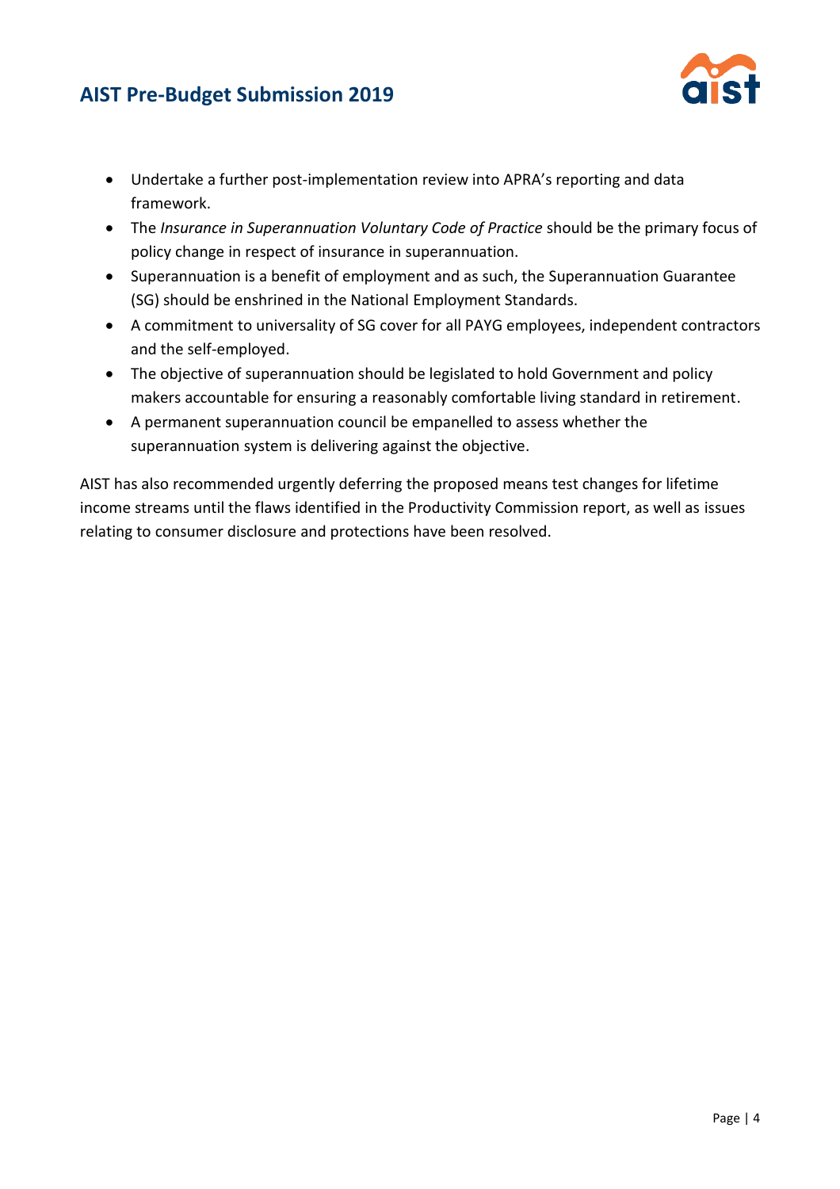- Undertake a further post-implementation review into APRA's reporting and data framework.
- The *Insurance in Superannuation Voluntary Code of Practice* should be the primary focus of policy change in respect of insurance in superannuation.
- Superannuation is a benefit of employment and as such, the Superannuation Guarantee (SG) should be enshrined in the National Employment Standards.
- A commitment to universality of SG cover for all PAYG employees, independent contractors and the self-employed.
- The objective of superannuation should be legislated to hold Government and policy makers accountable for ensuring a reasonably comfortable living standard in retirement.
- A permanent superannuation council be empanelled to assess whether the superannuation system is delivering against the objective.

AIST has also recommended urgently deferring the proposed means test changes for lifetime income streams until the flaws identified in the Productivity Commission report, as well as issues relating to consumer disclosure and protections have been resolved.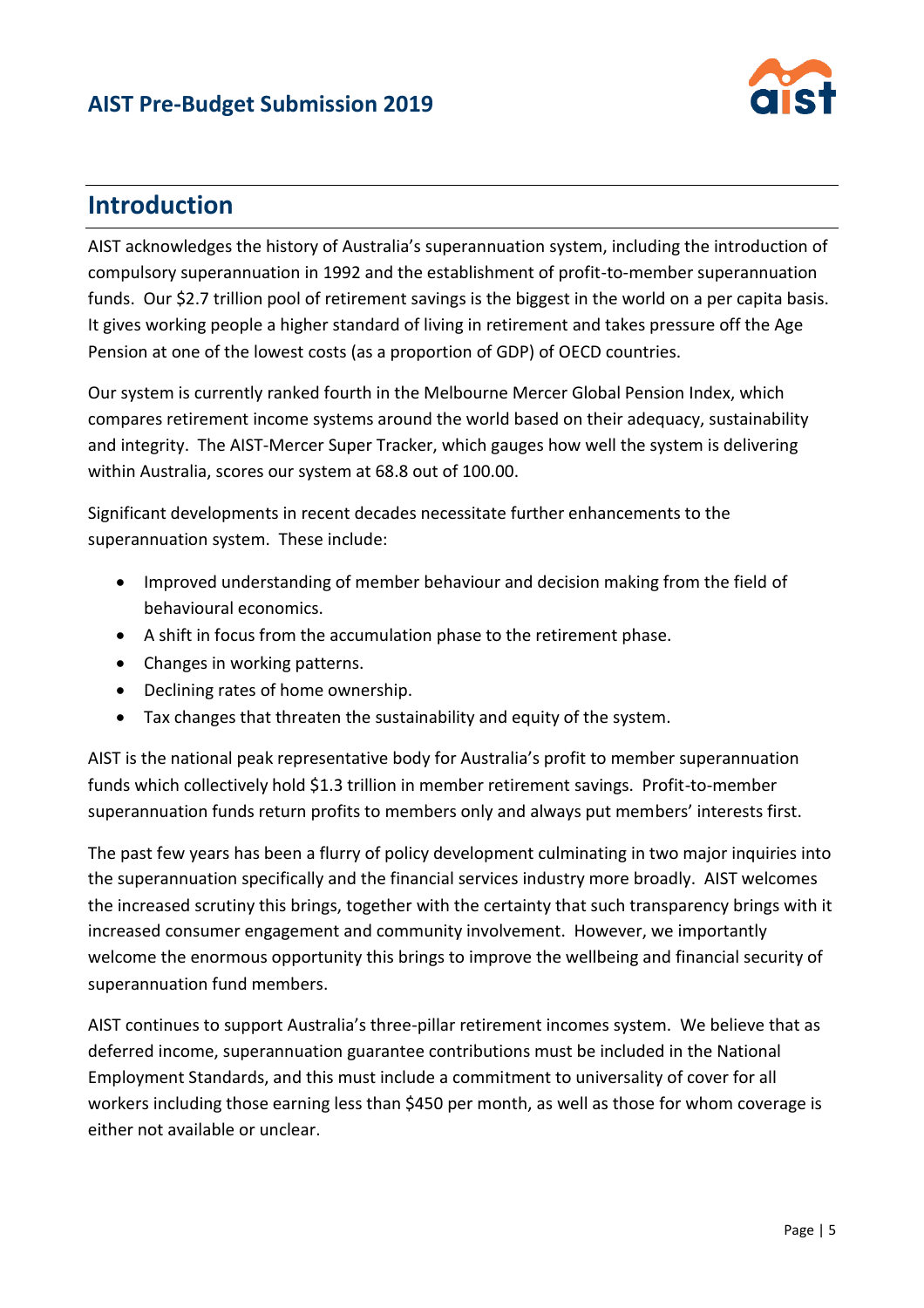## Introduction

AIST acknowledges the history of Australia's superannuation system, including the introduction of compulsory superannuation in 1992 and the establishment of profit-to-member superannuation funds. Our $2.7 trillion pool of retirement savings is the biggest in the world on a per capita basis. It gives working people a higher standard of living in retirement and takes pressure off the Age Pension at one of the lowest costs (as a proportion of GDP) of OECD countries.

Our system is currently ranked fourth in the Melbourne Mercer Global Pension Index, which compares retirement income systems around the world based on their adequacy, sustainability and integrity. The AIST-Mercer Super Tracker, which gauges how well the system is delivering within Australia, scores our system at 68.8 out of 100.00.

Significant developments in recent decades necessitate further enhancements to the superannuation system. These include:

- Improved understanding of member behaviour and decision making from the field of behavioural economics.
- A shift in focus from the accumulation phase to the retirement phase.
- Changes in working patterns.
- Declining rates of home ownership.
- Tax changes that threaten the sustainability and equity of the system.

AIST is the national peak representative body for Australia's profit to member superannuation funds which collectively hold $1.3 trillion in member retirement savings. Profit-to-member superannuation funds return profits to members only and always put members' interests first.

The past few years has been a flurry of policy development culminating in two major inquiries into the superannuation specifically and the financial services industry more broadly. AIST welcomes the increased scrutiny this brings, together with the certainty that such transparency brings with it increased consumer engagement and community involvement. However, we importantly welcome the enormous opportunity this brings to improve the wellbeing and financial security of superannuation fund members.

AIST continues to support Australia's three-pillar retirement incomes system. We believe that as deferred income, superannuation guarantee contributions must be included in the National Employment Standards, and this must include a commitment to universality of cover for all workers including those earning less than $450 per month, as well as those for whom coverage is either not available or unclear.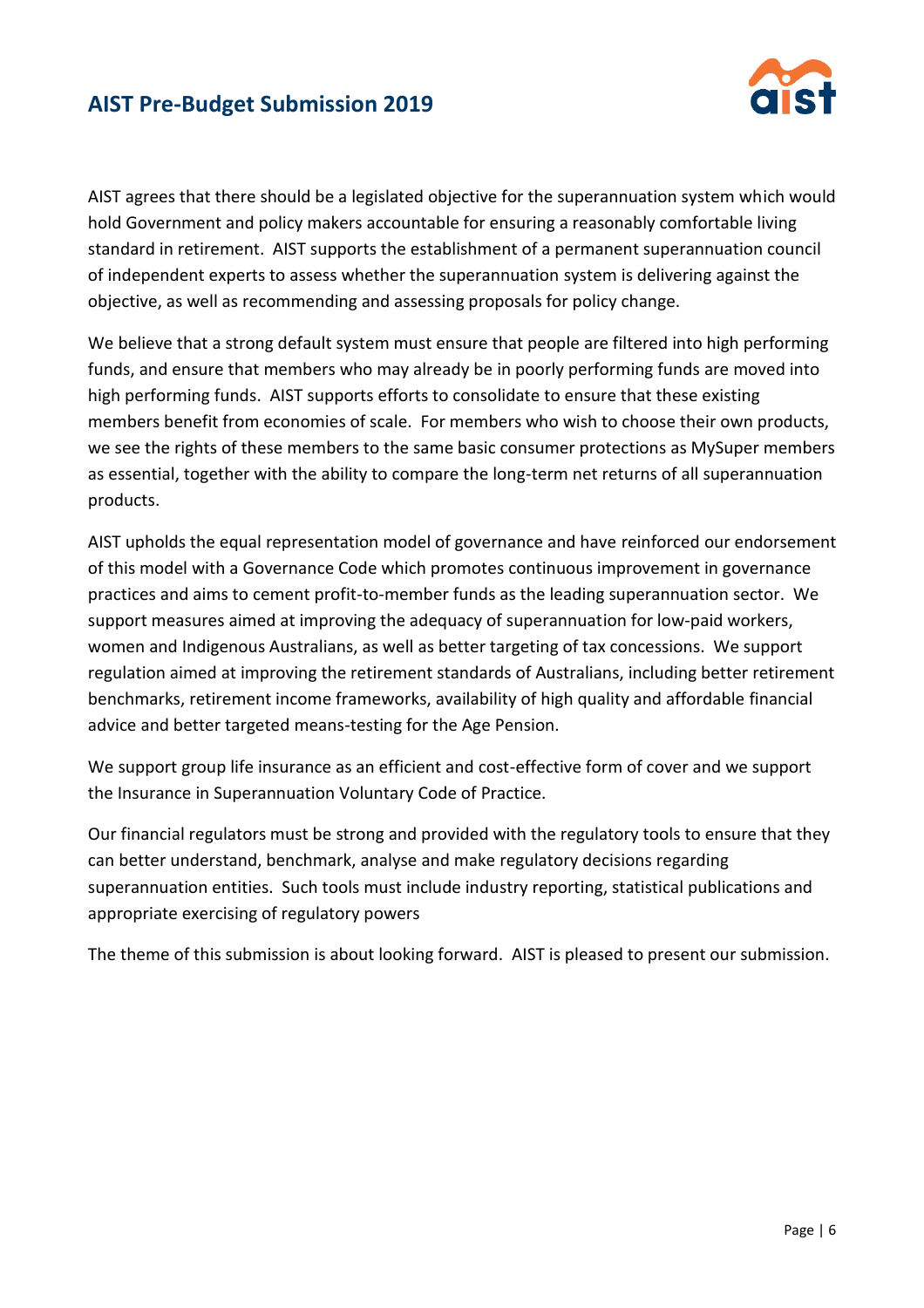AIST agrees that there should be a legislated objective for the superannuation system which would hold Government and policy makers accountable for ensuring a reasonably comfortable living standard in retirement. AIST supports the establishment of a permanent superannuation council of independent experts to assess whether the superannuation system is delivering against the objective, as well as recommending and assessing proposals for policy change.

We believe that a strong default system must ensure that people are filtered into high performing funds, and ensure that members who may already be in poorly performing funds are moved into high performing funds. AIST supports efforts to consolidate to ensure that these existing members benefit from economies of scale. For members who wish to choose their own products, we see the rights of these members to the same basic consumer protections as MySuper members as essential, together with the ability to compare the long-term net returns of all superannuation products.

AIST upholds the equal representation model of governance and have reinforced our endorsement of this model with a Governance Code which promotes continuous improvement in governance practices and aims to cement profit-to-member funds as the leading superannuation sector. We support measures aimed at improving the adequacy of superannuation for low-paid workers, women and Indigenous Australians, as well as better targeting of tax concessions. We support regulation aimed at improving the retirement standards of Australians, including better retirement benchmarks, retirement income frameworks, availability of high quality and affordable financial advice and better targeted means-testing for the Age Pension.

We support group life insurance as an efficient and cost-effective form of cover and we support the Insurance in Superannuation Voluntary Code of Practice.

Our financial regulators must be strong and provided with the regulatory tools to ensure that they can better understand, benchmark, analyse and make regulatory decisions regarding superannuation entities. Such tools must include industry reporting, statistical publications and appropriate exercising of regulatory powers

The theme of this submission is about looking forward. AIST is pleased to present our submission.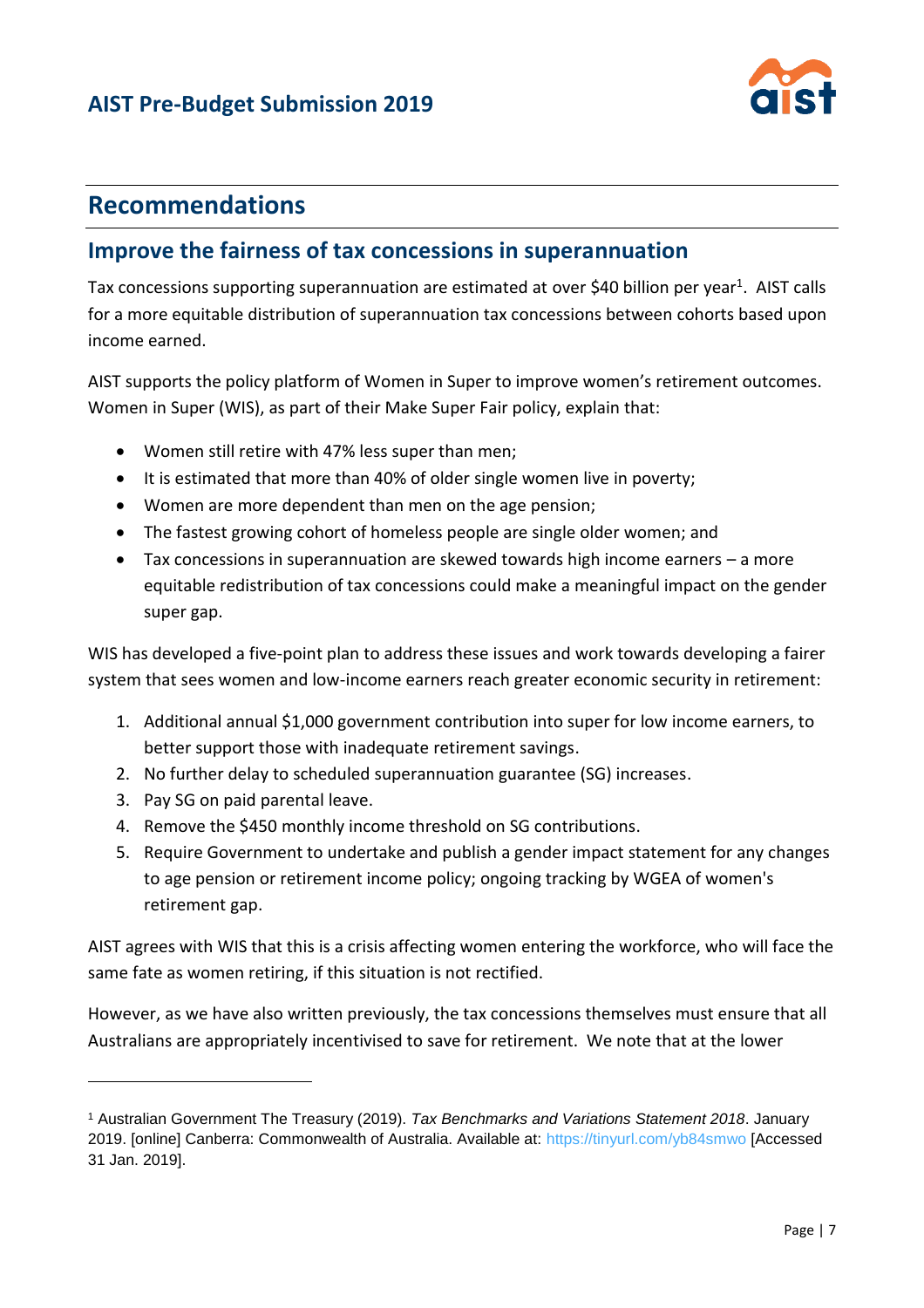## Recommendations

### Improve the fairness of tax concessions in superannuation

Tax concessions supporting superannuation are estimated at over $40 billion per year[1]. AIST calls for a more equitable distribution of superannuation tax concessions between cohorts based upon income earned.

AIST supports the policy platform of Women in Super to improve women's retirement outcomes. Women in Super (WIS), as part of their Make Super Fair policy, explain that:

- Women still retire with 47% less super than men;
- It is estimated that more than 40% of older single women live in poverty;
- Women are more dependent than men on the age pension;
- The fastest growing cohort of homeless people are single older women; and
- Tax concessions in superannuation are skewed towards high income earners – a more equitable redistribution of tax concessions could make a meaningful impact on the gender super gap.

WIS has developed a five-point plan to address these issues and work towards developing a fairer system that sees women and low-income earners reach greater economic security in retirement:

1. Additional annual $1,000 government contribution into super for low income earners, to better support those with inadequate retirement savings.
2. No further delay to scheduled superannuation guarantee (SG) increases.
3. Pay SG on paid parental leave.
4. Remove the $450 monthly income threshold on SG contributions.
5. Require Government to undertake and publish a gender impact statement for any changes to age pension or retirement income policy; ongoing tracking by WGEA of women's retirement gap.

AIST agrees with WIS that this is a crisis affecting women entering the workforce, who will face the same fate as women retiring, if this situation is not rectified.

However, as we have also written previously, the tax concessions themselves must ensure that all Australians are appropriately incentivised to save for retirement. We note that at the lower

---

[1] Australian Government The Treasury (2019). *Tax Benchmarks and Variations Statement 2018*. January 2019. [online] Canberra: Commonwealth of Australia. Available at: https://tinyurl.com/yb84smwo [Accessed 31 Jan. 2019].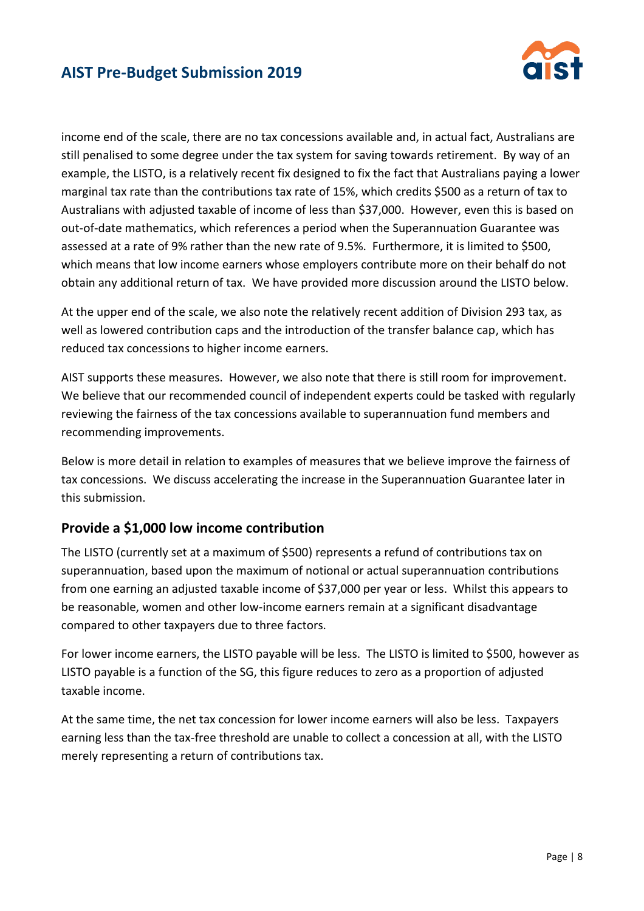income end of the scale, there are no tax concessions available and, in actual fact, Australians are still penalised to some degree under the tax system for saving towards retirement. By way of an example, the LISTO, is a relatively recent fix designed to fix the fact that Australians paying a lower marginal tax rate than the contributions tax rate of 15%, which credits $500 as a return of tax to Australians with adjusted taxable of income of less than $37,000. However, even this is based on out-of-date mathematics, which references a period when the Superannuation Guarantee was assessed at a rate of 9% rather than the new rate of 9.5%. Furthermore, it is limited to $500, which means that low income earners whose employers contribute more on their behalf do not obtain any additional return of tax. We have provided more discussion around the LISTO below.

At the upper end of the scale, we also note the relatively recent addition of Division 293 tax, as well as lowered contribution caps and the introduction of the transfer balance cap, which has reduced tax concessions to higher income earners.

AIST supports these measures. However, we also note that there is still room for improvement. We believe that our recommended council of independent experts could be tasked with regularly reviewing the fairness of the tax concessions available to superannuation fund members and recommending improvements.

Below is more detail in relation to examples of measures that we believe improve the fairness of tax concessions. We discuss accelerating the increase in the Superannuation Guarantee later in this submission.

## Provide a $1,000 low income contribution

The LISTO (currently set at a maximum of $500) represents a refund of contributions tax on superannuation, based upon the maximum of notional or actual superannuation contributions from one earning an adjusted taxable income of $37,000 per year or less. Whilst this appears to be reasonable, women and other low-income earners remain at a significant disadvantage compared to other taxpayers due to three factors.

For lower income earners, the LISTO payable will be less. The LISTO is limited to $500, however as LISTO payable is a function of the SG, this figure reduces to zero as a proportion of adjusted taxable income.

At the same time, the net tax concession for lower income earners will also be less. Taxpayers earning less than the tax-free threshold are unable to collect a concession at all, with the LISTO merely representing a return of contributions tax.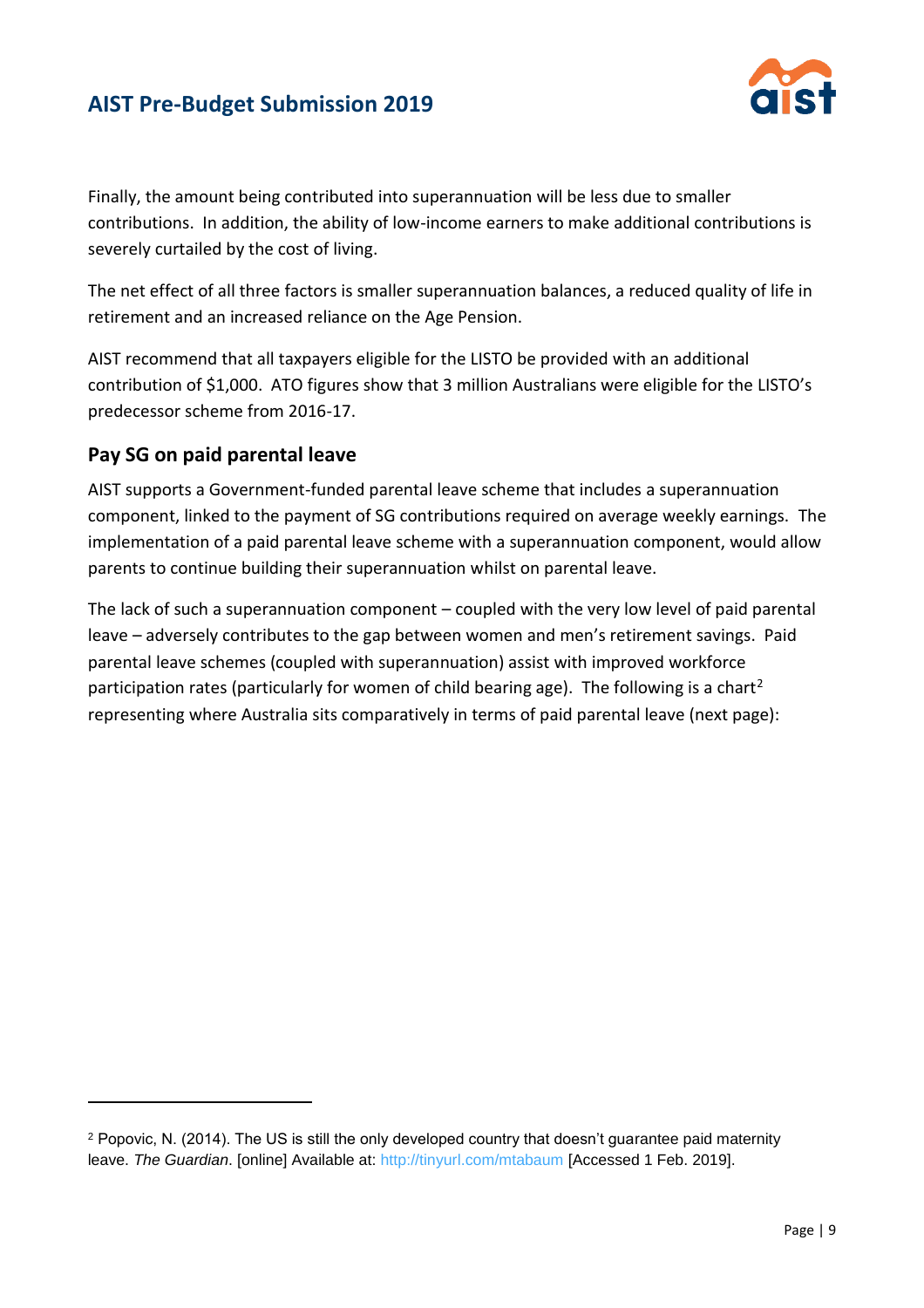Finally, the amount being contributed into superannuation will be less due to smaller contributions. In addition, the ability of low-income earners to make additional contributions is severely curtailed by the cost of living.

The net effect of all three factors is smaller superannuation balances, a reduced quality of life in retirement and an increased reliance on the Age Pension.

AIST recommend that all taxpayers eligible for the LISTO be provided with an additional contribution of $1,000. ATO figures show that 3 million Australians were eligible for the LISTO's predecessor scheme from 2016-17.

## Pay SG on paid parental leave

AIST supports a Government-funded parental leave scheme that includes a superannuation component, linked to the payment of SG contributions required on average weekly earnings. The implementation of a paid parental leave scheme with a superannuation component, would allow parents to continue building their superannuation whilst on parental leave.

The lack of such a superannuation component – coupled with the very low level of paid parental leave – adversely contributes to the gap between women and men's retirement savings. Paid parental leave schemes (coupled with superannuation) assist with improved workforce participation rates (particularly for women of child bearing age). The following is a chart[2] representing where Australia sits comparatively in terms of paid parental leave (next page):

---

[2] Popovic, N. (2014). The US is still the only developed country that doesn't guarantee paid maternity leave. *The Guardian*. [online] Available at: http://tinyurl.com/mtabaum [Accessed 1 Feb. 2019].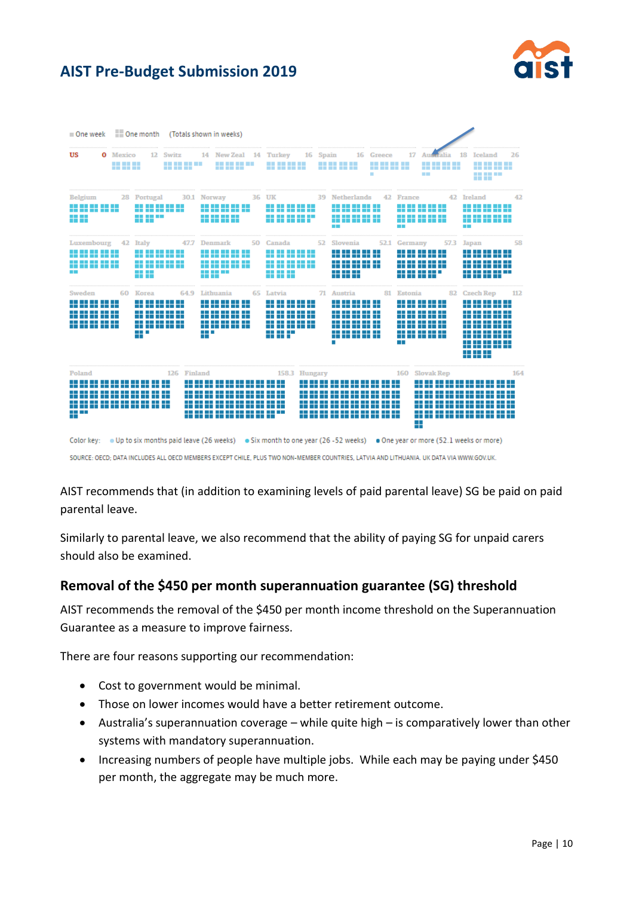One week | One month (Totals shown in weeks)

| Country | Weeks |
|---|---|
| US | 0 |
| Mexico | 12 |
| Switz | 14 |
| New Zeal | 14 |
| Turkey | 16 |
| Spain | 16 |
| Greece | 17 |
| Australia | 18 |
| Iceland | 26 |
| Belgium | 28 |
| Portugal | 30.1 |
| Norway | 36 |
| UK | 39 |
| Netherlands | 42 |
| France | 42 |
| Ireland | 42 |
| Luxembourg | 42 |
| Italy | 47.7 |
| Denmark | 50 |
| Canada | 52 |
| Slovenia | 52.1 |
| Germany | 57.3 |
| Japan | 58 |
| Sweden | 60 |
| Korea | 64.9 |
| Lithuania | 65 |
| Latvia | 71 |
| Austria | 81 |
| Estonia | 82 |
| Czech Rep | 112 |
| Poland | 126 |
| Finland | 158.3 |
| Hungary | 160 |
| Slovak Rep | 164 |

Color key: Up to six months paid leave (26 weeks) Six month to one year (26 -52 weeks) One year or more (52.1 weeks or more)

SOURCE: OECD; DATA INCLUDES ALL OECD MEMBERS EXCEPT CHILE, PLUS TWO NON-MEMBER COUNTRIES, LATVIA AND LITHUANIA. UK DATA VIA WWW.GOV.UK.

AIST recommends that (in addition to examining levels of paid parental leave) SG be paid on paid parental leave.

Similarly to parental leave, we also recommend that the ability of paying SG for unpaid carers should also be examined.

## Removal of the $450 per month superannuation guarantee (SG) threshold

AIST recommends the removal of the $450 per month income threshold on the Superannuation Guarantee as a measure to improve fairness.

There are four reasons supporting our recommendation:

- Cost to government would be minimal.
- Those on lower incomes would have a better retirement outcome.
- Australia's superannuation coverage – while quite high – is comparatively lower than other systems with mandatory superannuation.
- Increasing numbers of people have multiple jobs. While each may be paying under $450 per month, the aggregate may be much more.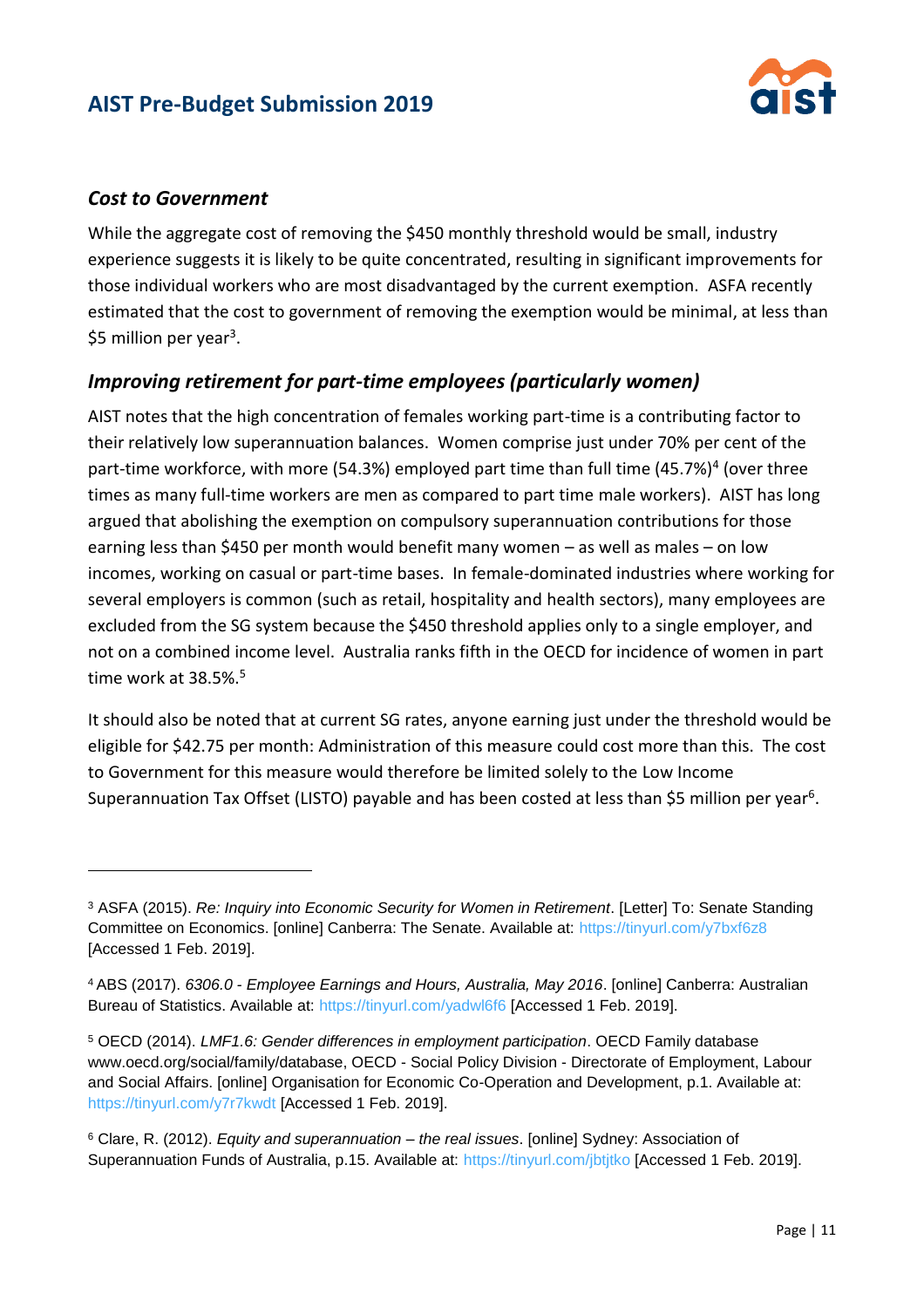### *Cost to Government*

While the aggregate cost of removing the $450 monthly threshold would be small, industry experience suggests it is likely to be quite concentrated, resulting in significant improvements for those individual workers who are most disadvantaged by the current exemption. ASFA recently estimated that the cost to government of removing the exemption would be minimal, at less than $5 million per year[3].

### *Improving retirement for part-time employees (particularly women)*

AIST notes that the high concentration of females working part-time is a contributing factor to their relatively low superannuation balances. Women comprise just under 70% per cent of the part-time workforce, with more (54.3%) employed part time than full time (45.7%)[4] (over three times as many full-time workers are men as compared to part time male workers). AIST has long argued that abolishing the exemption on compulsory superannuation contributions for those earning less than $450 per month would benefit many women – as well as males – on low incomes, working on casual or part-time bases. In female-dominated industries where working for several employers is common (such as retail, hospitality and health sectors), many employees are excluded from the SG system because the $450 threshold applies only to a single employer, and not on a combined income level. Australia ranks fifth in the OECD for incidence of women in part time work at 38.5%.[5]

It should also be noted that at current SG rates, anyone earning just under the threshold would be eligible for $42.75 per month: Administration of this measure could cost more than this. The cost to Government for this measure would therefore be limited solely to the Low Income Superannuation Tax Offset (LISTO) payable and has been costed at less than $5 million per year[6].

---

[3] ASFA (2015). *Re: Inquiry into Economic Security for Women in Retirement*. [Letter] To: Senate Standing Committee on Economics. [online] Canberra: The Senate. Available at: https://tinyurl.com/y7bxf6z8 [Accessed 1 Feb. 2019].

[4] ABS (2017). *6306.0 - Employee Earnings and Hours, Australia, May 2016*. [online] Canberra: Australian Bureau of Statistics. Available at: https://tinyurl.com/yadwl6f6 [Accessed 1 Feb. 2019].

[5] OECD (2014). *LMF1.6: Gender differences in employment participation*. OECD Family database www.oecd.org/social/family/database, OECD - Social Policy Division - Directorate of Employment, Labour and Social Affairs. [online] Organisation for Economic Co-Operation and Development, p.1. Available at: https://tinyurl.com/y7r7kwdt [Accessed 1 Feb. 2019].

[6] Clare, R. (2012). *Equity and superannuation – the real issues*. [online] Sydney: Association of Superannuation Funds of Australia, p.15. Available at: https://tinyurl.com/jbtjtko [Accessed 1 Feb. 2019].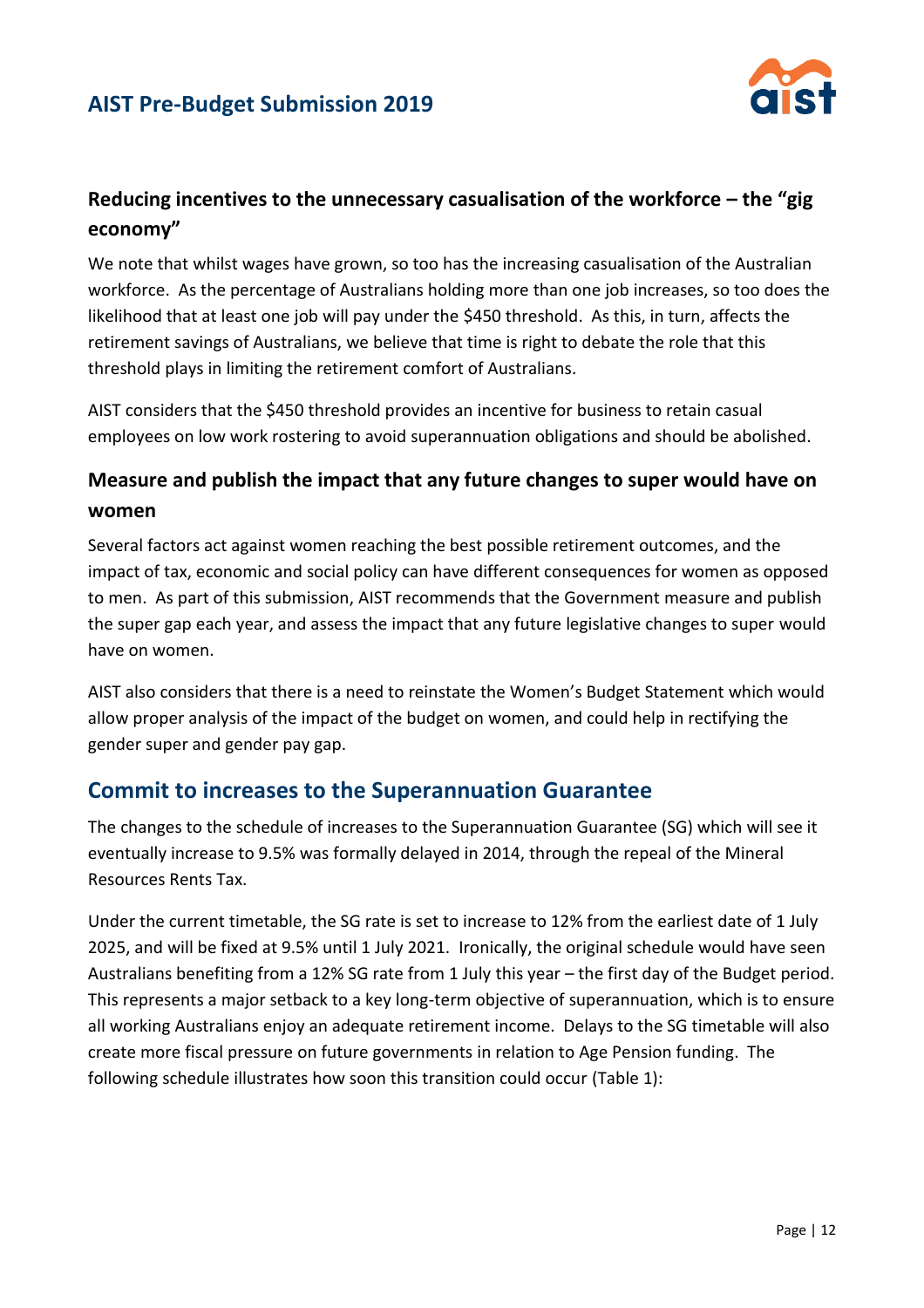### Reducing incentives to the unnecessary casualisation of the workforce – the "gig economy"

We note that whilst wages have grown, so too has the increasing casualisation of the Australian workforce. As the percentage of Australians holding more than one job increases, so too does the likelihood that at least one job will pay under the $450 threshold. As this, in turn, affects the retirement savings of Australians, we believe that time is right to debate the role that this threshold plays in limiting the retirement comfort of Australians.

AIST considers that the $450 threshold provides an incentive for business to retain casual employees on low work rostering to avoid superannuation obligations and should be abolished.

### Measure and publish the impact that any future changes to super would have on women

Several factors act against women reaching the best possible retirement outcomes, and the impact of tax, economic and social policy can have different consequences for women as opposed to men. As part of this submission, AIST recommends that the Government measure and publish the super gap each year, and assess the impact that any future legislative changes to super would have on women.

AIST also considers that there is a need to reinstate the Women's Budget Statement which would allow proper analysis of the impact of the budget on women, and could help in rectifying the gender super and gender pay gap.

## Commit to increases to the Superannuation Guarantee

The changes to the schedule of increases to the Superannuation Guarantee (SG) which will see it eventually increase to 9.5% was formally delayed in 2014, through the repeal of the Mineral Resources Rents Tax.

Under the current timetable, the SG rate is set to increase to 12% from the earliest date of 1 July 2025, and will be fixed at 9.5% until 1 July 2021. Ironically, the original schedule would have seen Australians benefiting from a 12% SG rate from 1 July this year – the first day of the Budget period. This represents a major setback to a key long-term objective of superannuation, which is to ensure all working Australians enjoy an adequate retirement income. Delays to the SG timetable will also create more fiscal pressure on future governments in relation to Age Pension funding. The following schedule illustrates how soon this transition could occur (Table 1):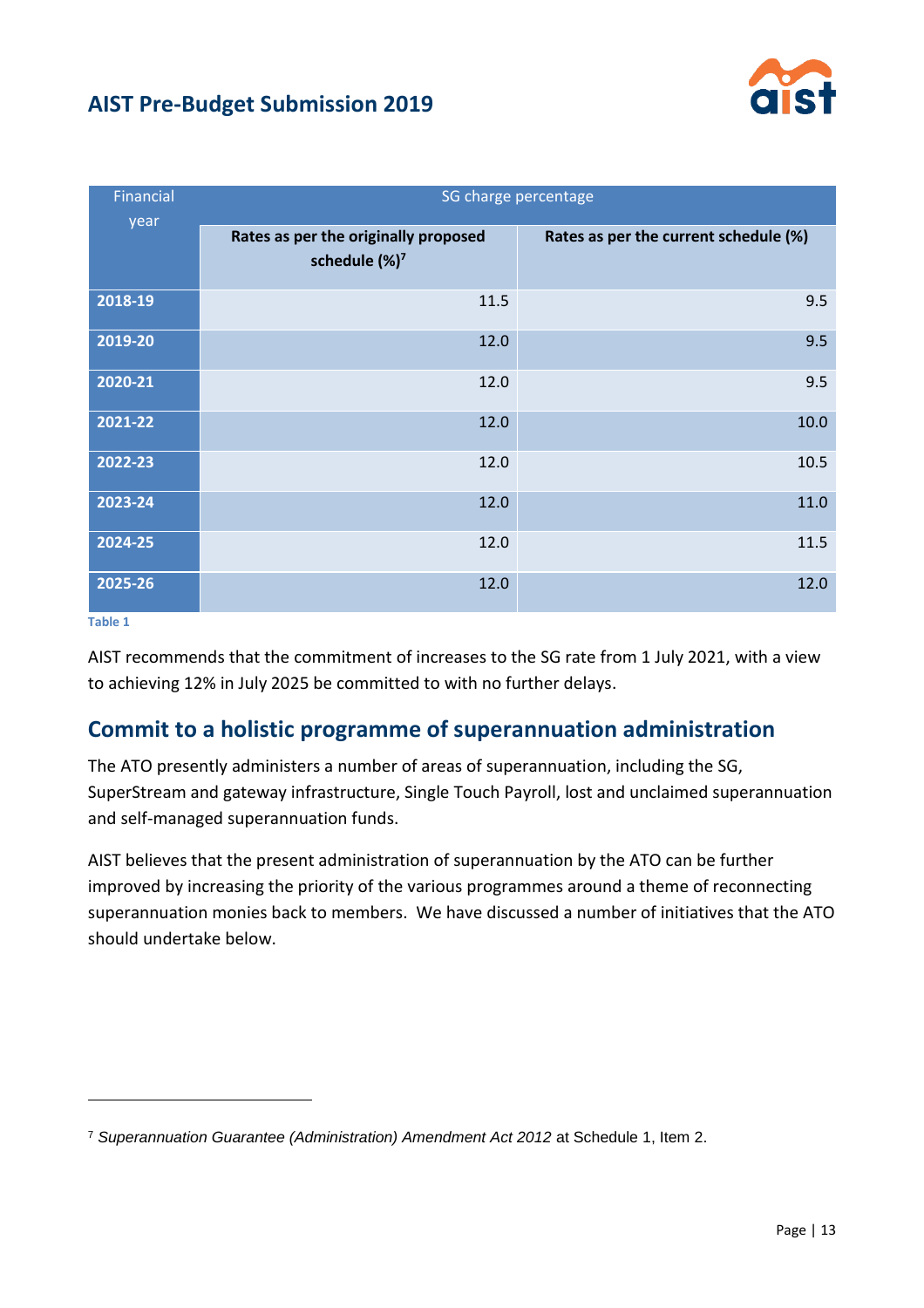| Financial year | SG charge percentage | |
|---|---|---|
| | Rates as per the originally proposed schedule (%)[7] | Rates as per the current schedule (%) |
| 2018-19 | 11.5 | 9.5 |
| 2019-20 | 12.0 | 9.5 |
| 2020-21 | 12.0 | 9.5 |
| 2021-22 | 12.0 | 10.0 |
| 2022-23 | 12.0 | 10.5 |
| 2023-24 | 12.0 | 11.0 |
| 2024-25 | 12.0 | 11.5 |
| 2025-26 | 12.0 | 12.0 |

Table 1

AIST recommends that the commitment of increases to the SG rate from 1 July 2021, with a view to achieving 12% in July 2025 be committed to with no further delays.

## Commit to a holistic programme of superannuation administration

The ATO presently administers a number of areas of superannuation, including the SG, SuperStream and gateway infrastructure, Single Touch Payroll, lost and unclaimed superannuation and self-managed superannuation funds.

AIST believes that the present administration of superannuation by the ATO can be further improved by increasing the priority of the various programmes around a theme of reconnecting superannuation monies back to members. We have discussed a number of initiatives that the ATO should undertake below.

---

[7] *Superannuation Guarantee (Administration) Amendment Act 2012* at Schedule 1, Item 2.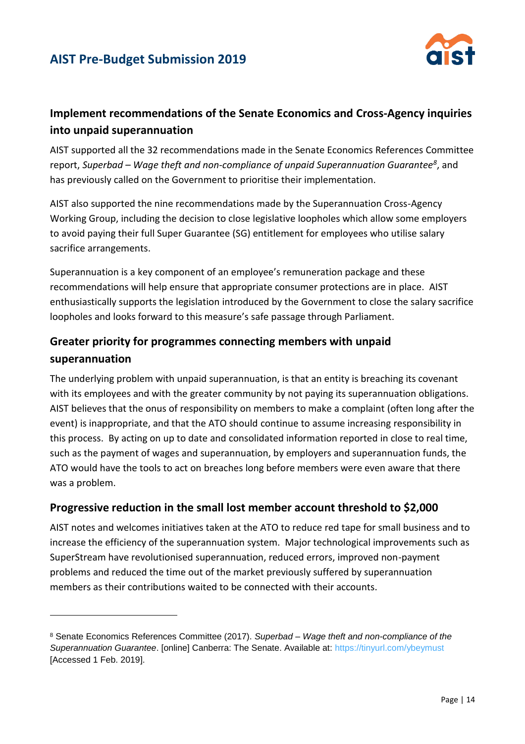## Implement recommendations of the Senate Economics and Cross-Agency inquiries into unpaid superannuation

AIST supported all the 32 recommendations made in the Senate Economics References Committee report, *Superbad – Wage theft and non-compliance of unpaid Superannuation Guarantee*[8], and has previously called on the Government to prioritise their implementation.

AIST also supported the nine recommendations made by the Superannuation Cross-Agency Working Group, including the decision to close legislative loopholes which allow some employers to avoid paying their full Super Guarantee (SG) entitlement for employees who utilise salary sacrifice arrangements.

Superannuation is a key component of an employee's remuneration package and these recommendations will help ensure that appropriate consumer protections are in place. AIST enthusiastically supports the legislation introduced by the Government to close the salary sacrifice loopholes and looks forward to this measure's safe passage through Parliament.

## Greater priority for programmes connecting members with unpaid superannuation

The underlying problem with unpaid superannuation, is that an entity is breaching its covenant with its employees and with the greater community by not paying its superannuation obligations. AIST believes that the onus of responsibility on members to make a complaint (often long after the event) is inappropriate, and that the ATO should continue to assume increasing responsibility in this process. By acting on up to date and consolidated information reported in close to real time, such as the payment of wages and superannuation, by employers and superannuation funds, the ATO would have the tools to act on breaches long before members were even aware that there was a problem.

## Progressive reduction in the small lost member account threshold to $2,000

AIST notes and welcomes initiatives taken at the ATO to reduce red tape for small business and to increase the efficiency of the superannuation system. Major technological improvements such as SuperStream have revolutionised superannuation, reduced errors, improved non-payment problems and reduced the time out of the market previously suffered by superannuation members as their contributions waited to be connected with their accounts.

---

[8] Senate Economics References Committee (2017). *Superbad – Wage theft and non-compliance of the Superannuation Guarantee*. [online] Canberra: The Senate. Available at: https://tinyurl.com/ybeymust [Accessed 1 Feb. 2019].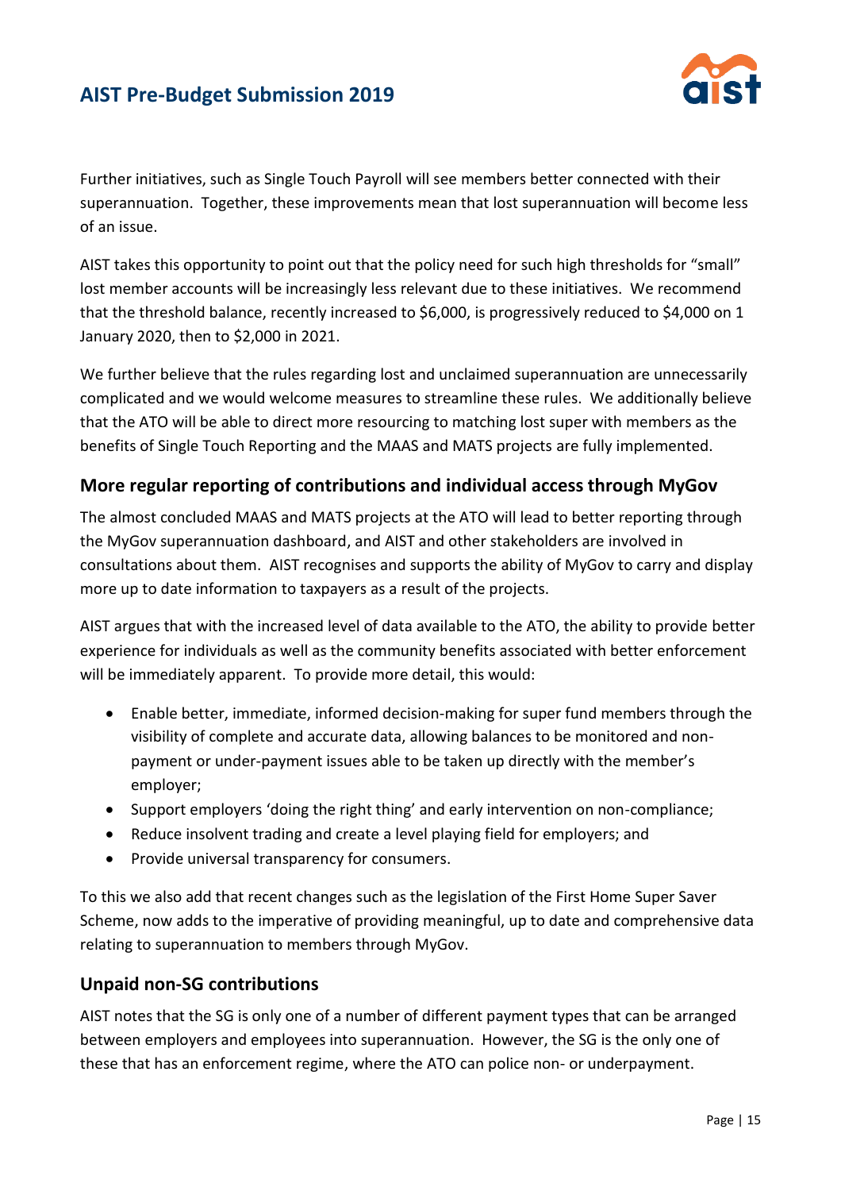Further initiatives, such as Single Touch Payroll will see members better connected with their superannuation. Together, these improvements mean that lost superannuation will become less of an issue.

AIST takes this opportunity to point out that the policy need for such high thresholds for "small" lost member accounts will be increasingly less relevant due to these initiatives. We recommend that the threshold balance, recently increased to $6,000, is progressively reduced to $4,000 on 1 January 2020, then to $2,000 in 2021.

We further believe that the rules regarding lost and unclaimed superannuation are unnecessarily complicated and we would welcome measures to streamline these rules. We additionally believe that the ATO will be able to direct more resourcing to matching lost super with members as the benefits of Single Touch Reporting and the MAAS and MATS projects are fully implemented.

### More regular reporting of contributions and individual access through MyGov

The almost concluded MAAS and MATS projects at the ATO will lead to better reporting through the MyGov superannuation dashboard, and AIST and other stakeholders are involved in consultations about them. AIST recognises and supports the ability of MyGov to carry and display more up to date information to taxpayers as a result of the projects.

AIST argues that with the increased level of data available to the ATO, the ability to provide better experience for individuals as well as the community benefits associated with better enforcement will be immediately apparent. To provide more detail, this would:

- Enable better, immediate, informed decision-making for super fund members through the visibility of complete and accurate data, allowing balances to be monitored and non-payment or under-payment issues able to be taken up directly with the member's employer;
- Support employers 'doing the right thing' and early intervention on non-compliance;
- Reduce insolvent trading and create a level playing field for employers; and
- Provide universal transparency for consumers.

To this we also add that recent changes such as the legislation of the First Home Super Saver Scheme, now adds to the imperative of providing meaningful, up to date and comprehensive data relating to superannuation to members through MyGov.

### Unpaid non-SG contributions

AIST notes that the SG is only one of a number of different payment types that can be arranged between employers and employees into superannuation. However, the SG is the only one of these that has an enforcement regime, where the ATO can police non- or underpayment.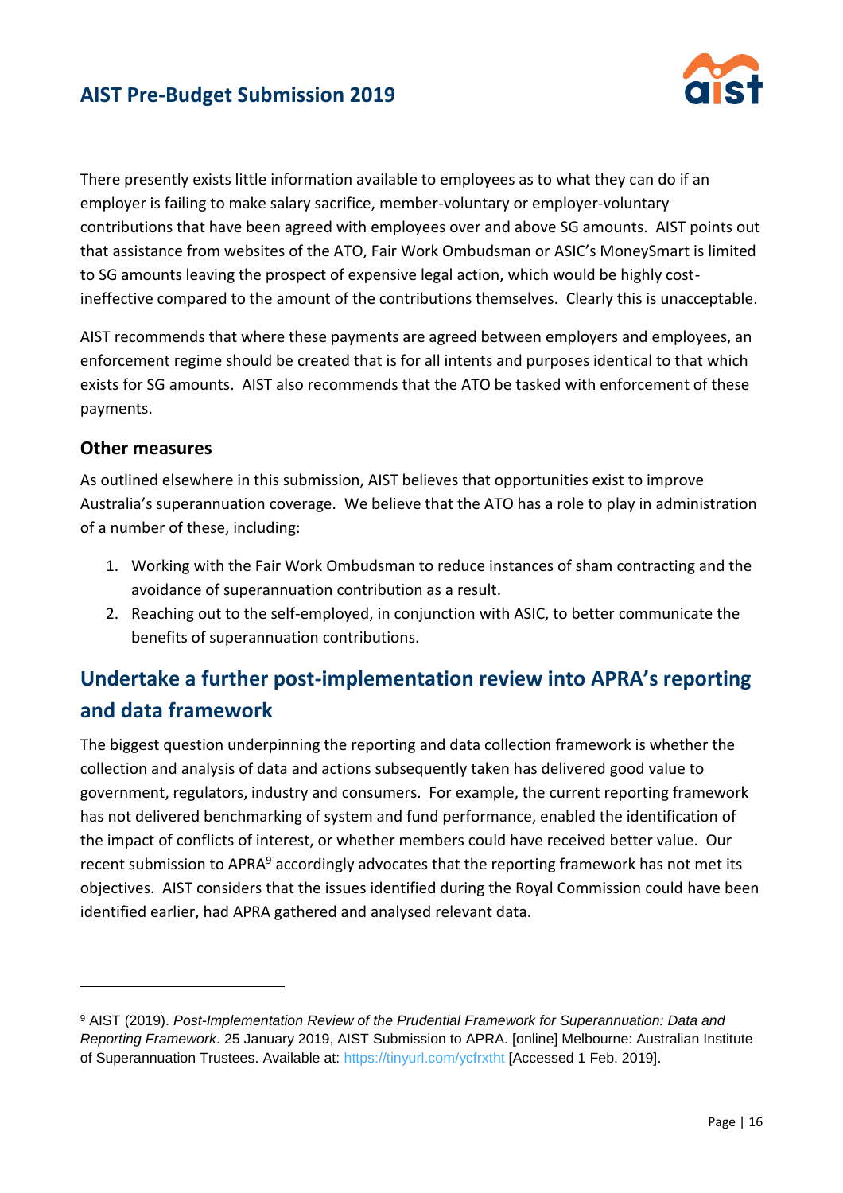There presently exists little information available to employees as to what they can do if an employer is failing to make salary sacrifice, member-voluntary or employer-voluntary contributions that have been agreed with employees over and above SG amounts. AIST points out that assistance from websites of the ATO, Fair Work Ombudsman or ASIC's MoneySmart is limited to SG amounts leaving the prospect of expensive legal action, which would be highly cost-ineffective compared to the amount of the contributions themselves. Clearly this is unacceptable.

AIST recommends that where these payments are agreed between employers and employees, an enforcement regime should be created that is for all intents and purposes identical to that which exists for SG amounts. AIST also recommends that the ATO be tasked with enforcement of these payments.

### Other measures

As outlined elsewhere in this submission, AIST believes that opportunities exist to improve Australia's superannuation coverage. We believe that the ATO has a role to play in administration of a number of these, including:

1. Working with the Fair Work Ombudsman to reduce instances of sham contracting and the avoidance of superannuation contribution as a result.
2. Reaching out to the self-employed, in conjunction with ASIC, to better communicate the benefits of superannuation contributions.

## Undertake a further post-implementation review into APRA's reporting and data framework

The biggest question underpinning the reporting and data collection framework is whether the collection and analysis of data and actions subsequently taken has delivered good value to government, regulators, industry and consumers. For example, the current reporting framework has not delivered benchmarking of system and fund performance, enabled the identification of the impact of conflicts of interest, or whether members could have received better value. Our recent submission to APRA[9] accordingly advocates that the reporting framework has not met its objectives. AIST considers that the issues identified during the Royal Commission could have been identified earlier, had APRA gathered and analysed relevant data.

---

[9] AIST (2019). *Post-Implementation Review of the Prudential Framework for Superannuation: Data and Reporting Framework*. 25 January 2019, AIST Submission to APRA. [online] Melbourne: Australian Institute of Superannuation Trustees. Available at: https://tinyurl.com/ycfrxtht [Accessed 1 Feb. 2019].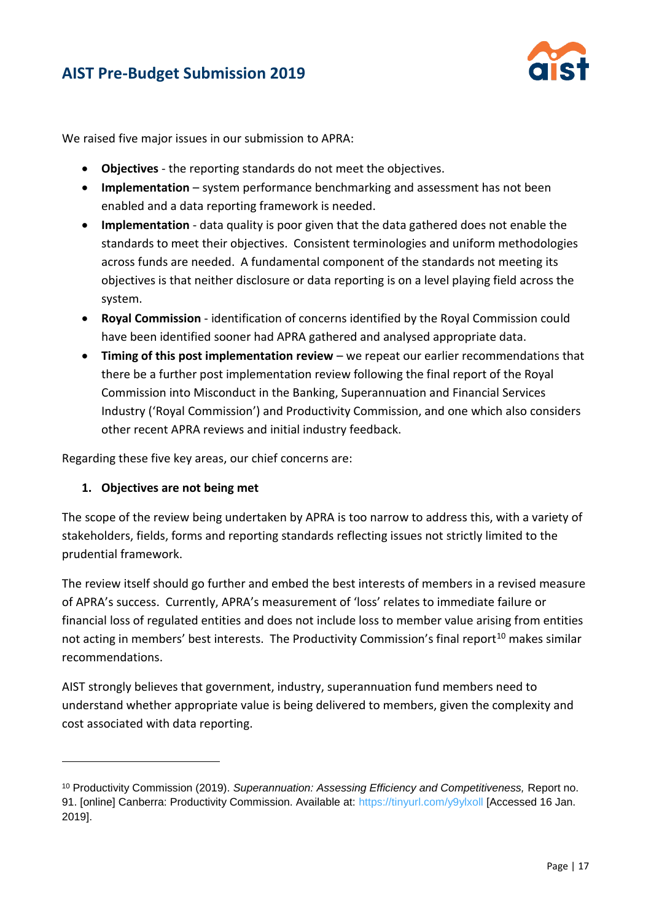We raised five major issues in our submission to APRA:

- **Objectives** - the reporting standards do not meet the objectives.
- **Implementation** – system performance benchmarking and assessment has not been enabled and a data reporting framework is needed.
- **Implementation** - data quality is poor given that the data gathered does not enable the standards to meet their objectives. Consistent terminologies and uniform methodologies across funds are needed. A fundamental component of the standards not meeting its objectives is that neither disclosure or data reporting is on a level playing field across the system.
- **Royal Commission** - identification of concerns identified by the Royal Commission could have been identified sooner had APRA gathered and analysed appropriate data.
- **Timing of this post implementation review** – we repeat our earlier recommendations that there be a further post implementation review following the final report of the Royal Commission into Misconduct in the Banking, Superannuation and Financial Services Industry ('Royal Commission') and Productivity Commission, and one which also considers other recent APRA reviews and initial industry feedback.

Regarding these five key areas, our chief concerns are:

1. **Objectives are not being met**

The scope of the review being undertaken by APRA is too narrow to address this, with a variety of stakeholders, fields, forms and reporting standards reflecting issues not strictly limited to the prudential framework.

The review itself should go further and embed the best interests of members in a revised measure of APRA's success. Currently, APRA's measurement of 'loss' relates to immediate failure or financial loss of regulated entities and does not include loss to member value arising from entities not acting in members' best interests. The Productivity Commission's final report[10] makes similar recommendations.

AIST strongly believes that government, industry, superannuation fund members need to understand whether appropriate value is being delivered to members, given the complexity and cost associated with data reporting.

---

[10] Productivity Commission (2019). *Superannuation: Assessing Efficiency and Competitiveness,* Report no. 91. [online] Canberra: Productivity Commission. Available at: https://tinyurl.com/y9ylxoll [Accessed 16 Jan. 2019].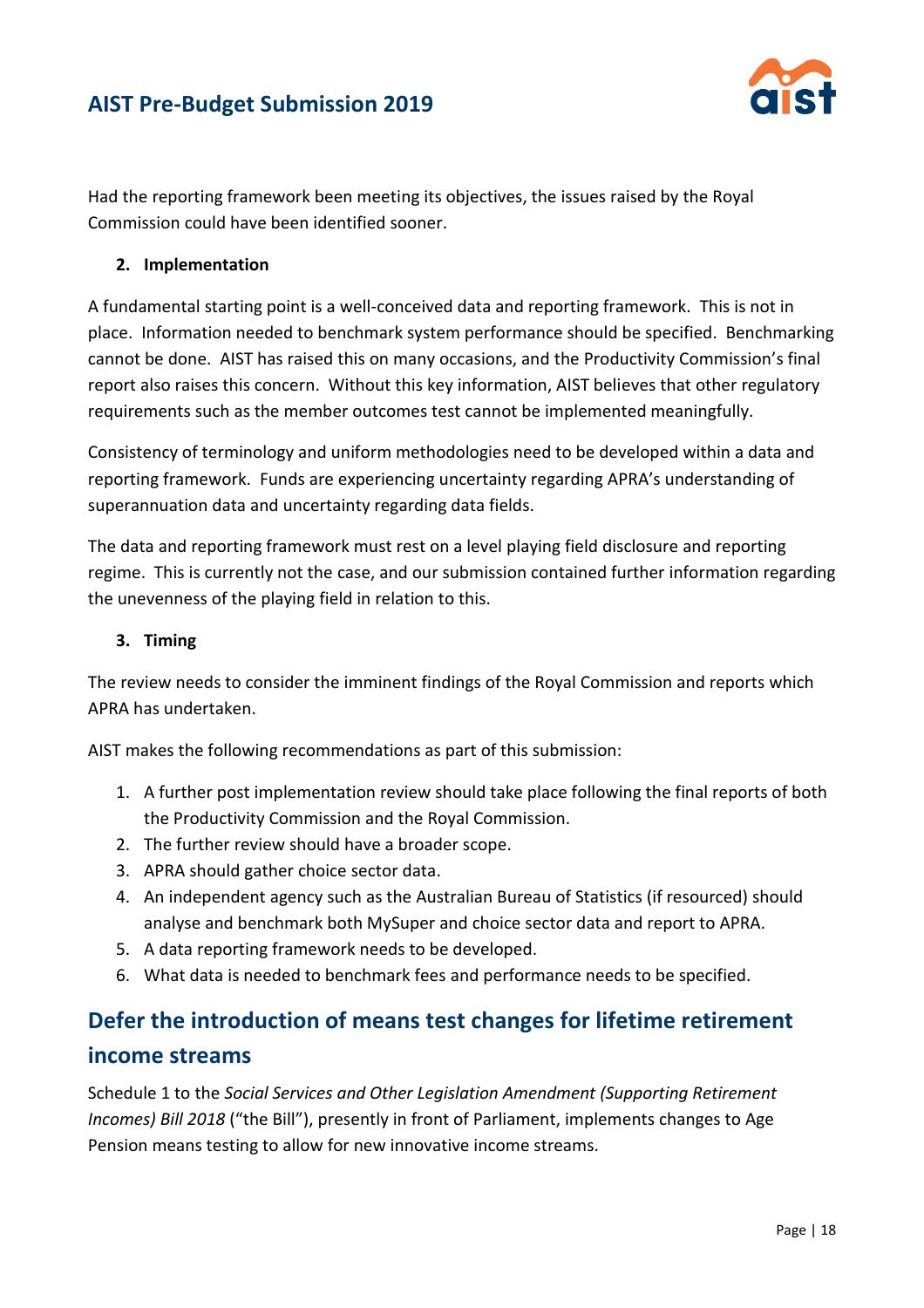Had the reporting framework been meeting its objectives, the issues raised by the Royal Commission could have been identified sooner.

**2. Implementation**

A fundamental starting point is a well-conceived data and reporting framework. This is not in place. Information needed to benchmark system performance should be specified. Benchmarking cannot be done. AIST has raised this on many occasions, and the Productivity Commission's final report also raises this concern. Without this key information, AIST believes that other regulatory requirements such as the member outcomes test cannot be implemented meaningfully.

Consistency of terminology and uniform methodologies need to be developed within a data and reporting framework. Funds are experiencing uncertainty regarding APRA's understanding of superannuation data and uncertainty regarding data fields.

The data and reporting framework must rest on a level playing field disclosure and reporting regime. This is currently not the case, and our submission contained further information regarding the unevenness of the playing field in relation to this.

**3. Timing**

The review needs to consider the imminent findings of the Royal Commission and reports which APRA has undertaken.

AIST makes the following recommendations as part of this submission:

1. A further post implementation review should take place following the final reports of both the Productivity Commission and the Royal Commission.
2. The further review should have a broader scope.
3. APRA should gather choice sector data.
4. An independent agency such as the Australian Bureau of Statistics (if resourced) should analyse and benchmark both MySuper and choice sector data and report to APRA.
5. A data reporting framework needs to be developed.
6. What data is needed to benchmark fees and performance needs to be specified.

## Defer the introduction of means test changes for lifetime retirement income streams

Schedule 1 to the *Social Services and Other Legislation Amendment (Supporting Retirement Incomes) Bill 2018* ("the Bill"), presently in front of Parliament, implements changes to Age Pension means testing to allow for new innovative income streams.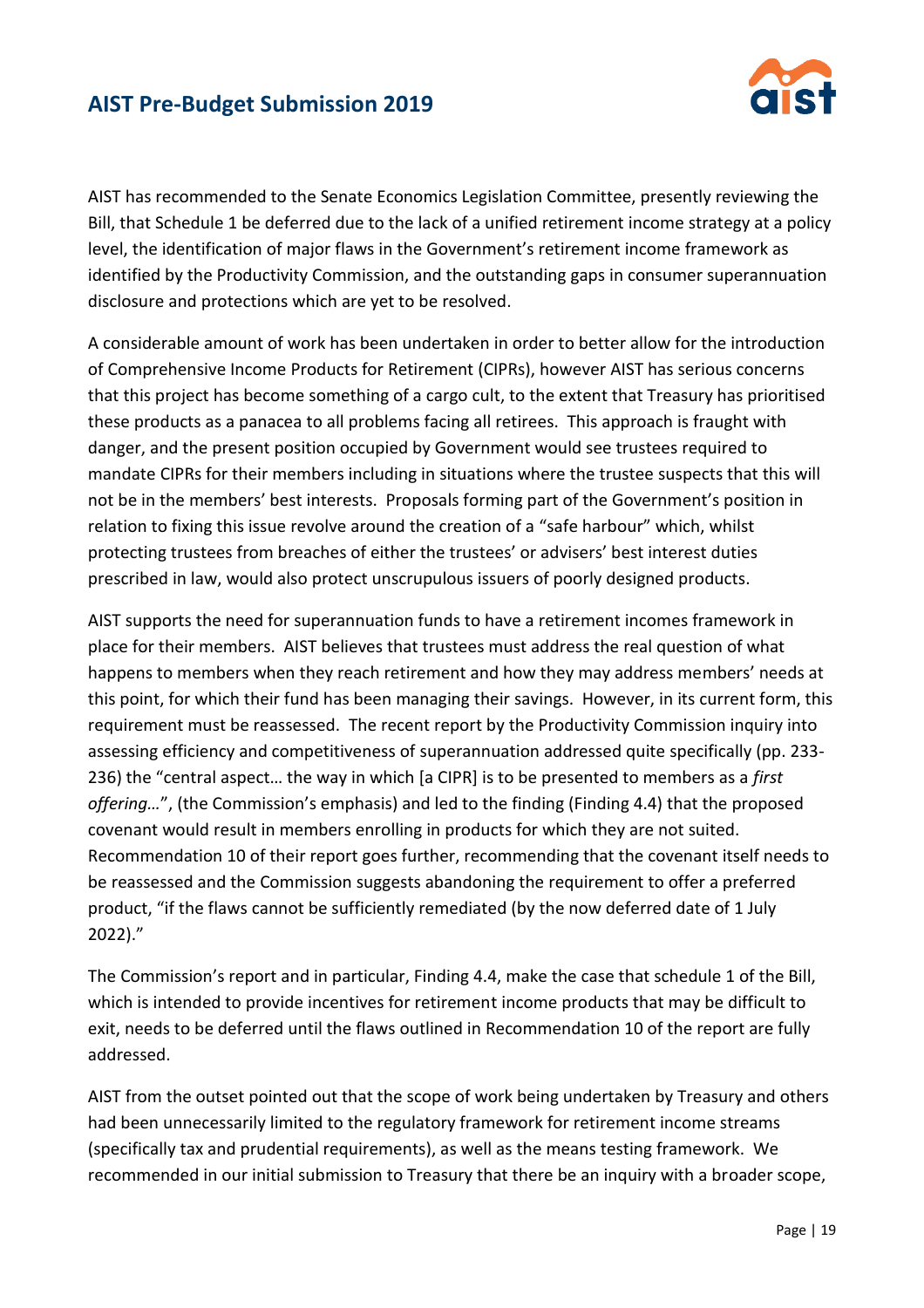AIST has recommended to the Senate Economics Legislation Committee, presently reviewing the Bill, that Schedule 1 be deferred due to the lack of a unified retirement income strategy at a policy level, the identification of major flaws in the Government's retirement income framework as identified by the Productivity Commission, and the outstanding gaps in consumer superannuation disclosure and protections which are yet to be resolved.

A considerable amount of work has been undertaken in order to better allow for the introduction of Comprehensive Income Products for Retirement (CIPRs), however AIST has serious concerns that this project has become something of a cargo cult, to the extent that Treasury has prioritised these products as a panacea to all problems facing all retirees. This approach is fraught with danger, and the present position occupied by Government would see trustees required to mandate CIPRs for their members including in situations where the trustee suspects that this will not be in the members' best interests. Proposals forming part of the Government's position in relation to fixing this issue revolve around the creation of a "safe harbour" which, whilst protecting trustees from breaches of either the trustees' or advisers' best interest duties prescribed in law, would also protect unscrupulous issuers of poorly designed products.

AIST supports the need for superannuation funds to have a retirement incomes framework in place for their members. AIST believes that trustees must address the real question of what happens to members when they reach retirement and how they may address members' needs at this point, for which their fund has been managing their savings. However, in its current form, this requirement must be reassessed. The recent report by the Productivity Commission inquiry into assessing efficiency and competitiveness of superannuation addressed quite specifically (pp. 233-236) the "central aspect… the way in which [a CIPR] is to be presented to members as a *first offering…*", (the Commission's emphasis) and led to the finding (Finding 4.4) that the proposed covenant would result in members enrolling in products for which they are not suited. Recommendation 10 of their report goes further, recommending that the covenant itself needs to be reassessed and the Commission suggests abandoning the requirement to offer a preferred product, "if the flaws cannot be sufficiently remediated (by the now deferred date of 1 July 2022)."

The Commission's report and in particular, Finding 4.4, make the case that schedule 1 of the Bill, which is intended to provide incentives for retirement income products that may be difficult to exit, needs to be deferred until the flaws outlined in Recommendation 10 of the report are fully addressed.

AIST from the outset pointed out that the scope of work being undertaken by Treasury and others had been unnecessarily limited to the regulatory framework for retirement income streams (specifically tax and prudential requirements), as well as the means testing framework. We recommended in our initial submission to Treasury that there be an inquiry with a broader scope,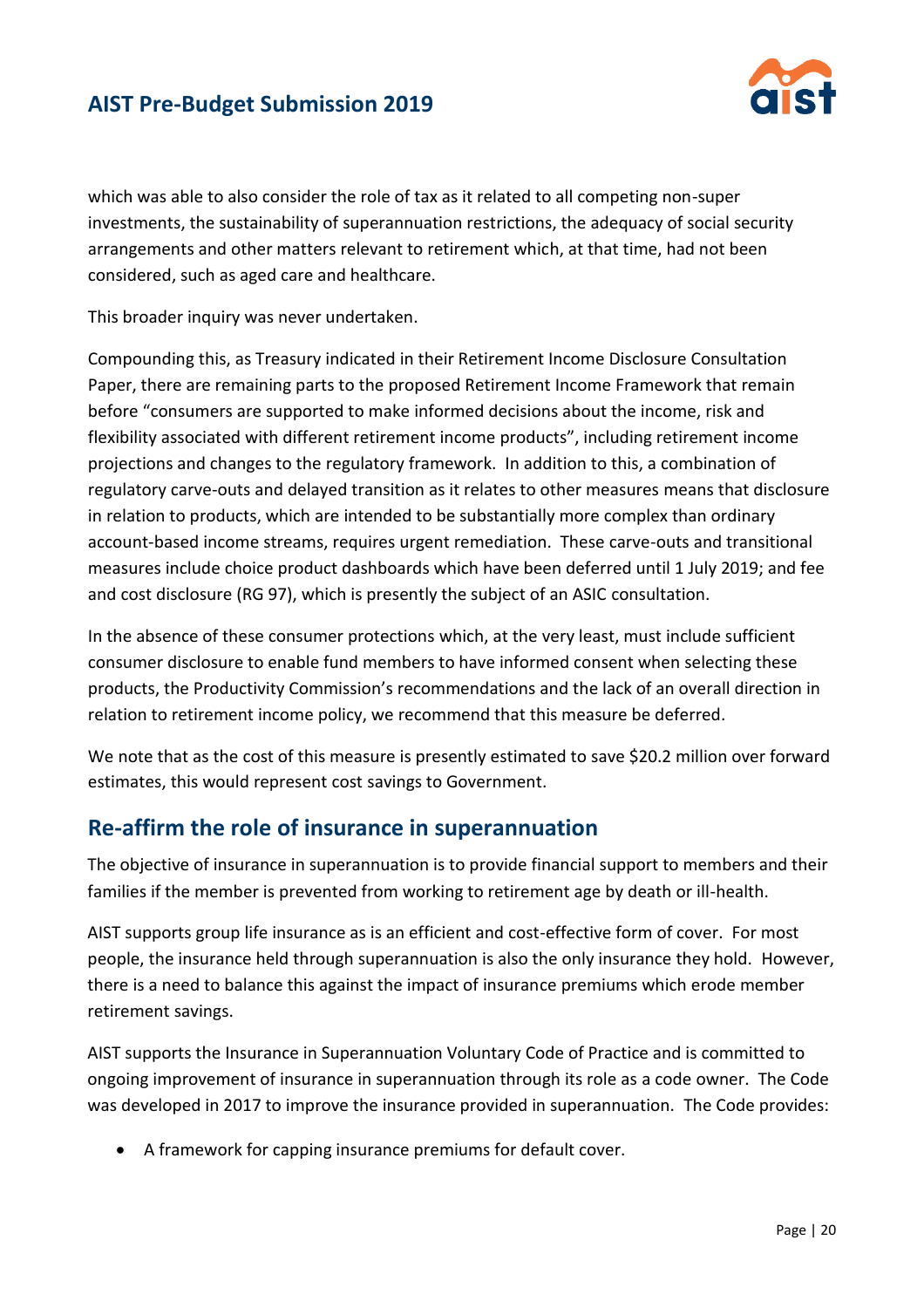which was able to also consider the role of tax as it related to all competing non-super investments, the sustainability of superannuation restrictions, the adequacy of social security arrangements and other matters relevant to retirement which, at that time, had not been considered, such as aged care and healthcare.

This broader inquiry was never undertaken.

Compounding this, as Treasury indicated in their Retirement Income Disclosure Consultation Paper, there are remaining parts to the proposed Retirement Income Framework that remain before "consumers are supported to make informed decisions about the income, risk and flexibility associated with different retirement income products", including retirement income projections and changes to the regulatory framework. In addition to this, a combination of regulatory carve-outs and delayed transition as it relates to other measures means that disclosure in relation to products, which are intended to be substantially more complex than ordinary account-based income streams, requires urgent remediation. These carve-outs and transitional measures include choice product dashboards which have been deferred until 1 July 2019; and fee and cost disclosure (RG 97), which is presently the subject of an ASIC consultation.

In the absence of these consumer protections which, at the very least, must include sufficient consumer disclosure to enable fund members to have informed consent when selecting these products, the Productivity Commission's recommendations and the lack of an overall direction in relation to retirement income policy, we recommend that this measure be deferred.

We note that as the cost of this measure is presently estimated to save $20.2 million over forward estimates, this would represent cost savings to Government.

## Re-affirm the role of insurance in superannuation

The objective of insurance in superannuation is to provide financial support to members and their families if the member is prevented from working to retirement age by death or ill-health.

AIST supports group life insurance as is an efficient and cost-effective form of cover. For most people, the insurance held through superannuation is also the only insurance they hold. However, there is a need to balance this against the impact of insurance premiums which erode member retirement savings.

AIST supports the Insurance in Superannuation Voluntary Code of Practice and is committed to ongoing improvement of insurance in superannuation through its role as a code owner. The Code was developed in 2017 to improve the insurance provided in superannuation. The Code provides:

- A framework for capping insurance premiums for default cover.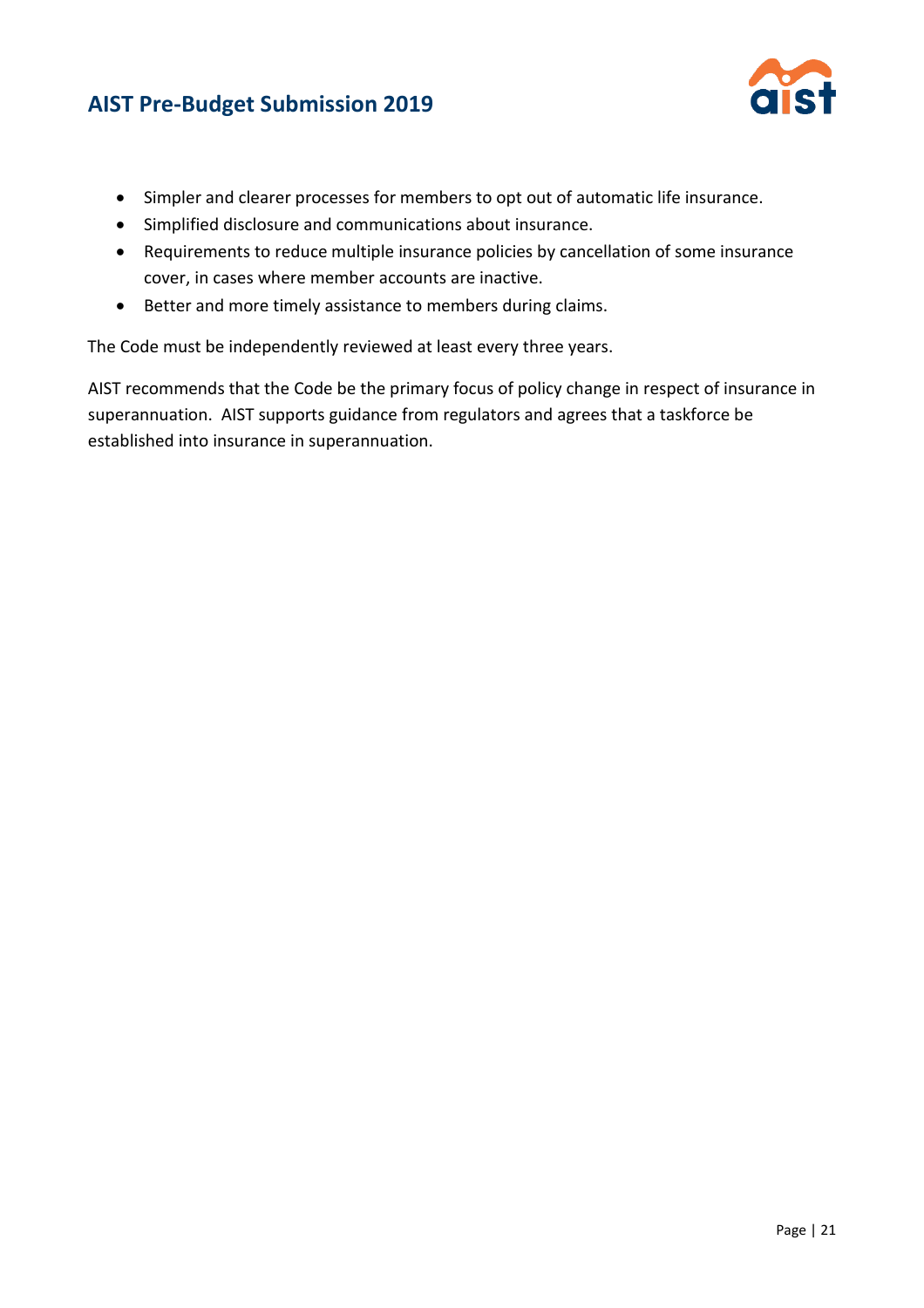- Simpler and clearer processes for members to opt out of automatic life insurance.
- Simplified disclosure and communications about insurance.
- Requirements to reduce multiple insurance policies by cancellation of some insurance cover, in cases where member accounts are inactive.
- Better and more timely assistance to members during claims.

The Code must be independently reviewed at least every three years.

AIST recommends that the Code be the primary focus of policy change in respect of insurance in superannuation. AIST supports guidance from regulators and agrees that a taskforce be established into insurance in superannuation.